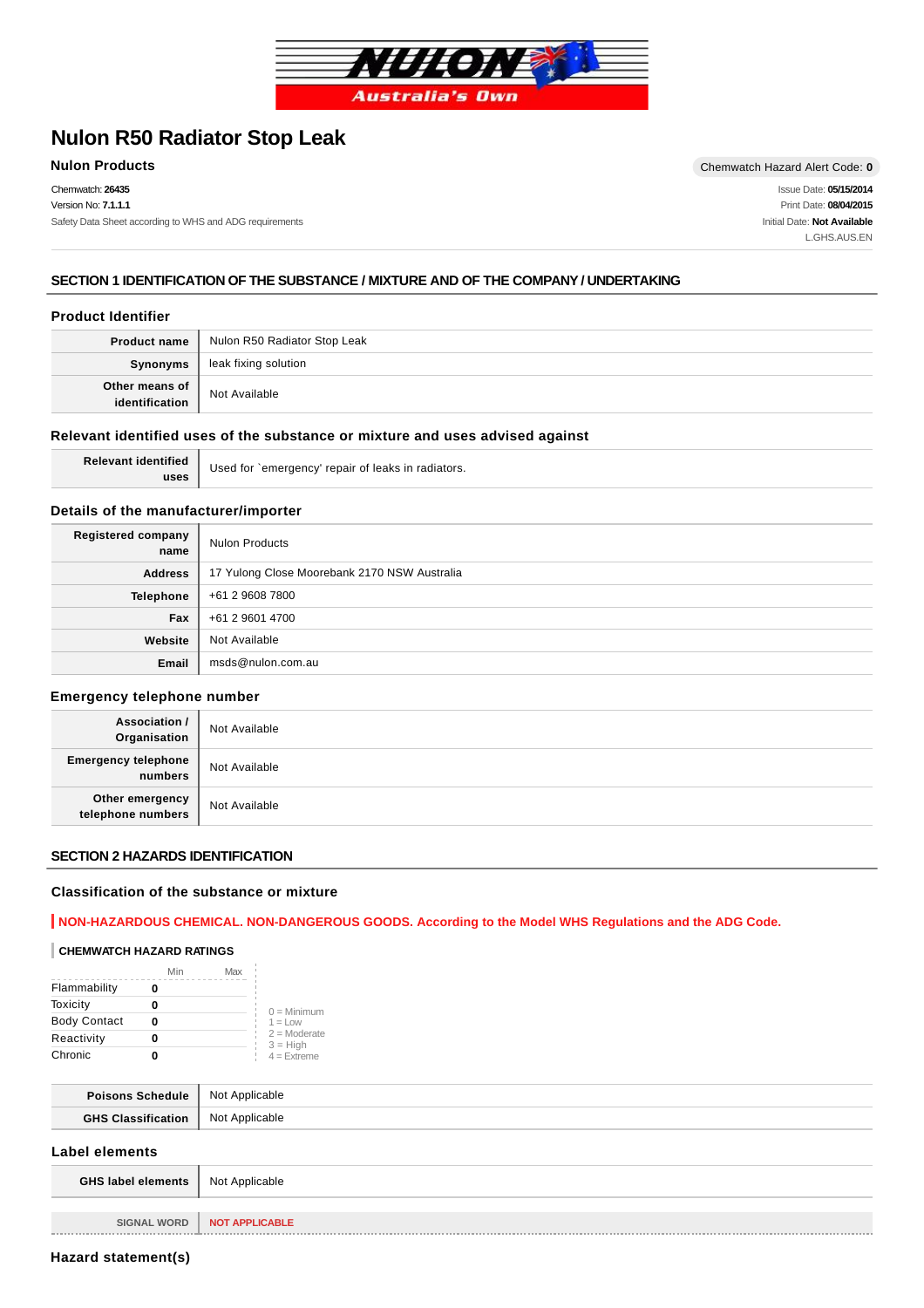# Nulon R50 Radiator Stop Leak

**Nulon Products**

Chemwatch Hazard Alert Code: **0**

Chemwatch: **26435**
Version No: **7.1.1.1**
Safety Data Sheet according to WHS and ADG requirements

Issue Date: **05/15/2014**
Print Date: **08/04/2015**
Initial Date: **Not Available**
L.GHS.AUS.EN

## SECTION 1 IDENTIFICATION OF THE SUBSTANCE / MIXTURE AND OF THE COMPANY / UNDERTAKING

### Product Identifier

| | |
|---|---|
| **Product name** | Nulon R50 Radiator Stop Leak |
| **Synonyms** | leak fixing solution |
| **Other means of identification** | Not Available |

### Relevant identified uses of the substance or mixture and uses advised against

| | |
|---|---|
| **Relevant identified uses** | Used for `emergency' repair of leaks in radiators. |

### Details of the manufacturer/importer

| | |
|---|---|
| **Registered company name** | Nulon Products |
| **Address** | 17 Yulong Close Moorebank 2170 NSW Australia |
| **Telephone** | +61 2 9608 7800 |
| **Fax** | +61 2 9601 4700 |
| **Website** | Not Available |
| **Email** | msds@nulon.com.au |

### Emergency telephone number

| | |
|---|---|
| **Association / Organisation** | Not Available |
| **Emergency telephone numbers** | Not Available |
| **Other emergency telephone numbers** | Not Available |

## SECTION 2 HAZARDS IDENTIFICATION

### Classification of the substance or mixture

**NON-HAZARDOUS CHEMICAL. NON-DANGEROUS GOODS. According to the Model WHS Regulations and the ADG Code.**

**CHEMWATCH HAZARD RATINGS**

| | Min | Max |
|---|---|---|
| Flammability | 0 | |
| Toxicity | 0 | |
| Body Contact | 0 | |
| Reactivity | 0 | |
| Chronic | 0 | |

0 = Minimum
1 = Low
2 = Moderate
3 = High
4 = Extreme

| | |
|---|---|
| **Poisons Schedule** | Not Applicable |
| **GHS Classification** | Not Applicable |

### Label elements

| | |
|---|---|
| **GHS label elements** | Not Applicable |
| **SIGNAL WORD** | **NOT APPLICABLE** |

### Hazard statement(s)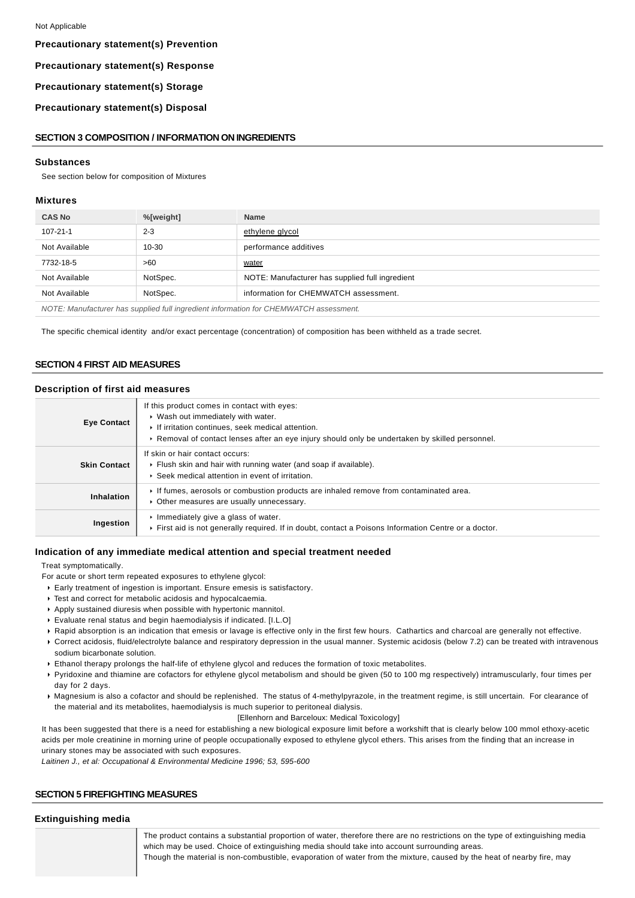Not Applicable

**Precautionary statement(s) Prevention**

**Precautionary statement(s) Response**

**Precautionary statement(s) Storage**

**Precautionary statement(s) Disposal**

## SECTION 3 COMPOSITION / INFORMATION ON INGREDIENTS

### Substances

See section below for composition of Mixtures

### Mixtures

| CAS No | %[weight] | Name |
|---|---|---|
| 107-21-1 | 2-3 | ethylene glycol |
| Not Available | 10-30 | performance additives |
| 7732-18-5 | >60 | water |
| Not Available | NotSpec. | NOTE: Manufacturer has supplied full ingredient |
| Not Available | NotSpec. | information for CHEMWATCH assessment. |

*NOTE: Manufacturer has supplied full ingredient information for CHEMWATCH assessment.*

The specific chemical identity and/or exact percentage (concentration) of composition has been withheld as a trade secret.

## SECTION 4 FIRST AID MEASURES

### Description of first aid measures

| | |
|---|---|
| **Eye Contact** | If this product comes in contact with eyes: <br> ▸ Wash out immediately with water. <br> ▸ If irritation continues, seek medical attention. <br> ▸ Removal of contact lenses after an eye injury should only be undertaken by skilled personnel. |
| **Skin Contact** | If skin or hair contact occurs: <br> ▸ Flush skin and hair with running water (and soap if available). <br> ▸ Seek medical attention in event of irritation. |
| **Inhalation** | ▸ If fumes, aerosols or combustion products are inhaled remove from contaminated area. <br> ▸ Other measures are usually unnecessary. |
| **Ingestion** | ▸ Immediately give a glass of water. <br> ▸ First aid is not generally required. If in doubt, contact a Poisons Information Centre or a doctor. |

### Indication of any immediate medical attention and special treatment needed

Treat symptomatically.

For acute or short term repeated exposures to ethylene glycol:

- Early treatment of ingestion is important. Ensure emesis is satisfactory.
- Test and correct for metabolic acidosis and hypocalcaemia.
- Apply sustained diuresis when possible with hypertonic mannitol.
- Evaluate renal status and begin haemodialysis if indicated. [I.L.O]
- Rapid absorption is an indication that emesis or lavage is effective only in the first few hours. Cathartics and charcoal are generally not effective.
- Correct acidosis, fluid/electrolyte balance and respiratory depression in the usual manner. Systemic acidosis (below 7.2) can be treated with intravenous sodium bicarbonate solution.
- Ethanol therapy prolongs the half-life of ethylene glycol and reduces the formation of toxic metabolites.
- Pyridoxine and thiamine are cofactors for ethylene glycol metabolism and should be given (50 to 100 mg respectively) intramuscularly, four times per day for 2 days.
- Magnesium is also a cofactor and should be replenished. The status of 4-methylpyrazole, in the treatment regime, is still uncertain. For clearance of the material and its metabolites, haemodialysis is much superior to peritoneal dialysis.

[Ellenhorn and Barceloux: Medical Toxicology]

It has been suggested that there is a need for establishing a new biological exposure limit before a workshift that is clearly below 100 mmol ethoxy-acetic acids per mole creatinine in morning urine of people occupationally exposed to ethylene glycol ethers. This arises from the finding that an increase in urinary stones may be associated with such exposures.

*Laitinen J., et al: Occupational & Environmental Medicine 1996; 53, 595-600*

## SECTION 5 FIREFIGHTING MEASURES

### Extinguishing media

The product contains a substantial proportion of water, therefore there are no restrictions on the type of extinguishing media which may be used. Choice of extinguishing media should take into account surrounding areas.

Though the material is non-combustible, evaporation of water from the mixture, caused by the heat of nearby fire, may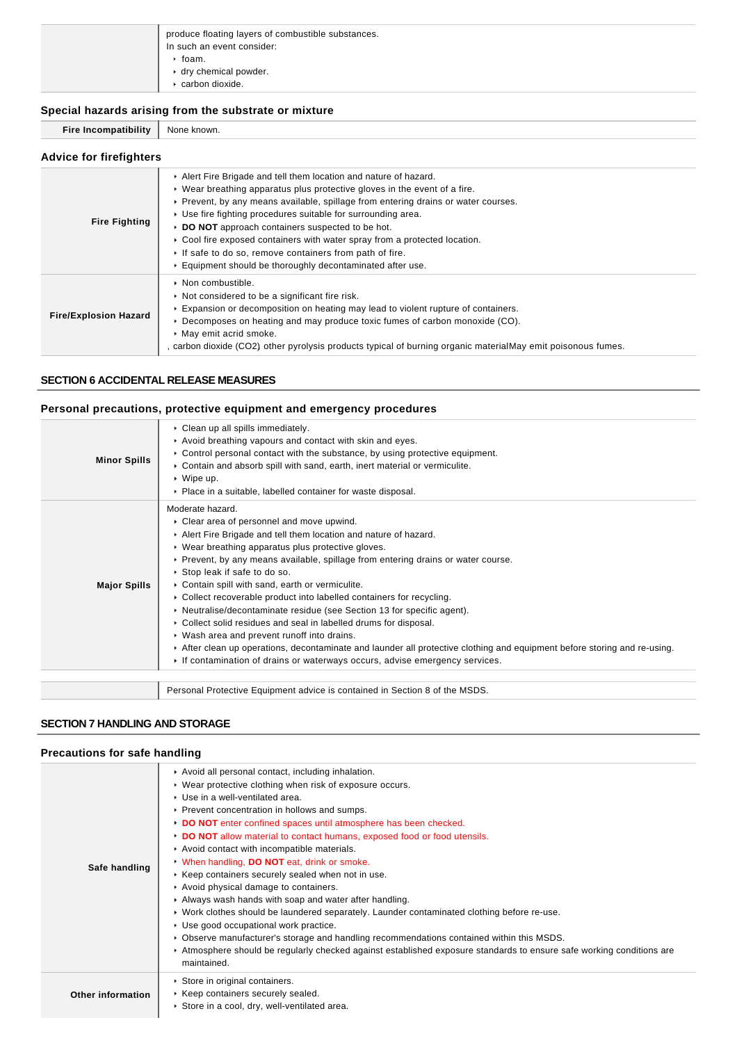| | |
|---|---|
| | produce floating layers of combustible substances.<br>In such an event consider:<br>▸ foam.<br>▸ dry chemical powder.<br>▸ carbon dioxide. |

### Special hazards arising from the substrate or mixture

| | |
|---|---|
| **Fire Incompatibility** | None known. |

### Advice for firefighters

| | |
|---|---|
| **Fire Fighting** | ▸ Alert Fire Brigade and tell them location and nature of hazard.<br>▸ Wear breathing apparatus plus protective gloves in the event of a fire.<br>▸ Prevent, by any means available, spillage from entering drains or water courses.<br>▸ Use fire fighting procedures suitable for surrounding area.<br>▸ **DO NOT** approach containers suspected to be hot.<br>▸ Cool fire exposed containers with water spray from a protected location.<br>▸ If safe to do so, remove containers from path of fire.<br>▸ Equipment should be thoroughly decontaminated after use. |
| **Fire/Explosion Hazard** | ▸ Non combustible.<br>▸ Not considered to be a significant fire risk.<br>▸ Expansion or decomposition on heating may lead to violent rupture of containers.<br>▸ Decomposes on heating and may produce toxic fumes of carbon monoxide (CO).<br>▸ May emit acrid smoke.<br>, carbon dioxide ($CO_2$) other pyrolysis products typical of burning organic materialMay emit poisonous fumes. |

## SECTION 6 ACCIDENTAL RELEASE MEASURES

### Personal precautions, protective equipment and emergency procedures

| | |
|---|---|
| **Minor Spills** | ▸ Clean up all spills immediately.<br>▸ Avoid breathing vapours and contact with skin and eyes.<br>▸ Control personal contact with the substance, by using protective equipment.<br>▸ Contain and absorb spill with sand, earth, inert material or vermiculite.<br>▸ Wipe up.<br>▸ Place in a suitable, labelled container for waste disposal. |
| **Major Spills** | Moderate hazard.<br>▸ Clear area of personnel and move upwind.<br>▸ Alert Fire Brigade and tell them location and nature of hazard.<br>▸ Wear breathing apparatus plus protective gloves.<br>▸ Prevent, by any means available, spillage from entering drains or water course.<br>▸ Stop leak if safe to do so.<br>▸ Contain spill with sand, earth or vermiculite.<br>▸ Collect recoverable product into labelled containers for recycling.<br>▸ Neutralise/decontaminate residue (see Section 13 for specific agent).<br>▸ Collect solid residues and seal in labelled drums for disposal.<br>▸ Wash area and prevent runoff into drains.<br>▸ After clean up operations, decontaminate and launder all protective clothing and equipment before storing and re-using.<br>▸ If contamination of drains or waterways occurs, advise emergency services. |

| | |
|---|---|
| | Personal Protective Equipment advice is contained in Section 8 of the MSDS. |

## SECTION 7 HANDLING AND STORAGE

### Precautions for safe handling

| | |
|---|---|
| **Safe handling** | ▸ Avoid all personal contact, including inhalation.<br>▸ Wear protective clothing when risk of exposure occurs.<br>▸ Use in a well-ventilated area.<br>▸ Prevent concentration in hollows and sumps.<br>▸ **DO NOT** enter confined spaces until atmosphere has been checked.<br>▸ **DO NOT** allow material to contact humans, exposed food or food utensils.<br>▸ Avoid contact with incompatible materials.<br>▸ When handling, **DO NOT** eat, drink or smoke.<br>▸ Keep containers securely sealed when not in use.<br>▸ Avoid physical damage to containers.<br>▸ Always wash hands with soap and water after handling.<br>▸ Work clothes should be laundered separately. Launder contaminated clothing before re-use.<br>▸ Use good occupational work practice.<br>▸ Observe manufacturer's storage and handling recommendations contained within this MSDS.<br>▸ Atmosphere should be regularly checked against established exposure standards to ensure safe working conditions are maintained. |
| **Other information** | ▸ Store in original containers.<br>▸ Keep containers securely sealed.<br>▸ Store in a cool, dry, well-ventilated area. |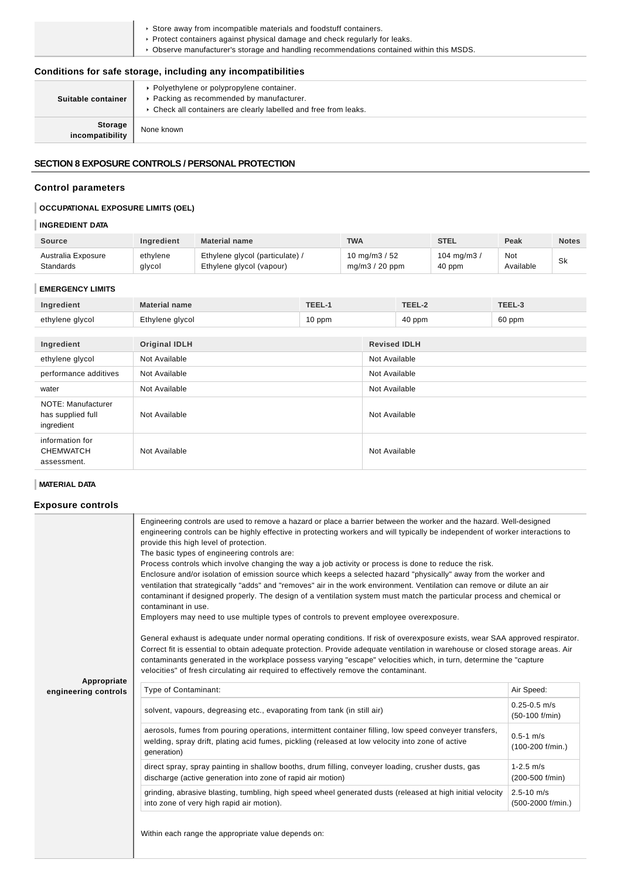| | |
|---|---|
| | - Store away from incompatible materials and foodstuff containers.<br>- Protect containers against physical damage and check regularly for leaks.<br>- Observe manufacturer's storage and handling recommendations contained within this MSDS. |

### Conditions for safe storage, including any incompatibilities

| | |
|---|---|
| **Suitable container** | - Polyethylene or polypropylene container.<br>- Packing as recommended by manufacturer.<br>- Check all containers are clearly labelled and free from leaks. |
| **Storage incompatibility** | None known |

## SECTION 8 EXPOSURE CONTROLS / PERSONAL PROTECTION

### Control parameters

**OCCUPATIONAL EXPOSURE LIMITS (OEL)**

**INGREDIENT DATA**

| Source | Ingredient | Material name | TWA | STEL | Peak | Notes |
|---|---|---|---|---|---|---|
| Australia Exposure Standards | ethylene glycol | Ethylene glycol (particulate) / Ethylene glycol (vapour) | 10 mg/m3 / 52 mg/m3 / 20 ppm | 104 mg/m3 / 40 ppm | Not Available | Sk |

**EMERGENCY LIMITS**

| Ingredient | Material name | TEEL-1 | TEEL-2 | TEEL-3 |
|---|---|---|---|---|
| ethylene glycol | Ethylene glycol | 10 ppm | 40 ppm | 60 ppm |

| Ingredient | Original IDLH | Revised IDLH |
|---|---|---|
| ethylene glycol | Not Available | Not Available |
| performance additives | Not Available | Not Available |
| water | Not Available | Not Available |
| NOTE: Manufacturer has supplied full ingredient | Not Available | Not Available |
| information for CHEMWATCH assessment. | Not Available | Not Available |

**MATERIAL DATA**

### Exposure controls

**Appropriate engineering controls**

Engineering controls are used to remove a hazard or place a barrier between the worker and the hazard. Well-designed engineering controls can be highly effective in protecting workers and will typically be independent of worker interactions to provide this high level of protection.
The basic types of engineering controls are:
Process controls which involve changing the way a job activity or process is done to reduce the risk.
Enclosure and/or isolation of emission source which keeps a selected hazard "physically" away from the worker and ventilation that strategically "adds" and "removes" air in the work environment. Ventilation can remove or dilute an air contaminant if designed properly. The design of a ventilation system must match the particular process and chemical or contaminant in use.
Employers may need to use multiple types of controls to prevent employee overexposure.

General exhaust is adequate under normal operating conditions. If risk of overexposure exists, wear SAA approved respirator. Correct fit is essential to obtain adequate protection. Provide adequate ventilation in warehouse or closed storage areas. Air contaminants generated in the workplace possess varying "escape" velocities which, in turn, determine the "capture velocities" of fresh circulating air required to effectively remove the contaminant.

| Type of Contaminant: | Air Speed: |
|---|---|
| solvent, vapours, degreasing etc., evaporating from tank (in still air) | 0.25-0.5 m/s (50-100 f/min) |
| aerosols, fumes from pouring operations, intermittent container filling, low speed conveyer transfers, welding, spray drift, plating acid fumes, pickling (released at low velocity into zone of active generation) | 0.5-1 m/s (100-200 f/min.) |
| direct spray, spray painting in shallow booths, drum filling, conveyer loading, crusher dusts, gas discharge (active generation into zone of rapid air motion) | 1-2.5 m/s (200-500 f/min) |
| grinding, abrasive blasting, tumbling, high speed wheel generated dusts (released at high initial velocity into zone of very high rapid air motion). | 2.5-10 m/s (500-2000 f/min.) |

Within each range the appropriate value depends on: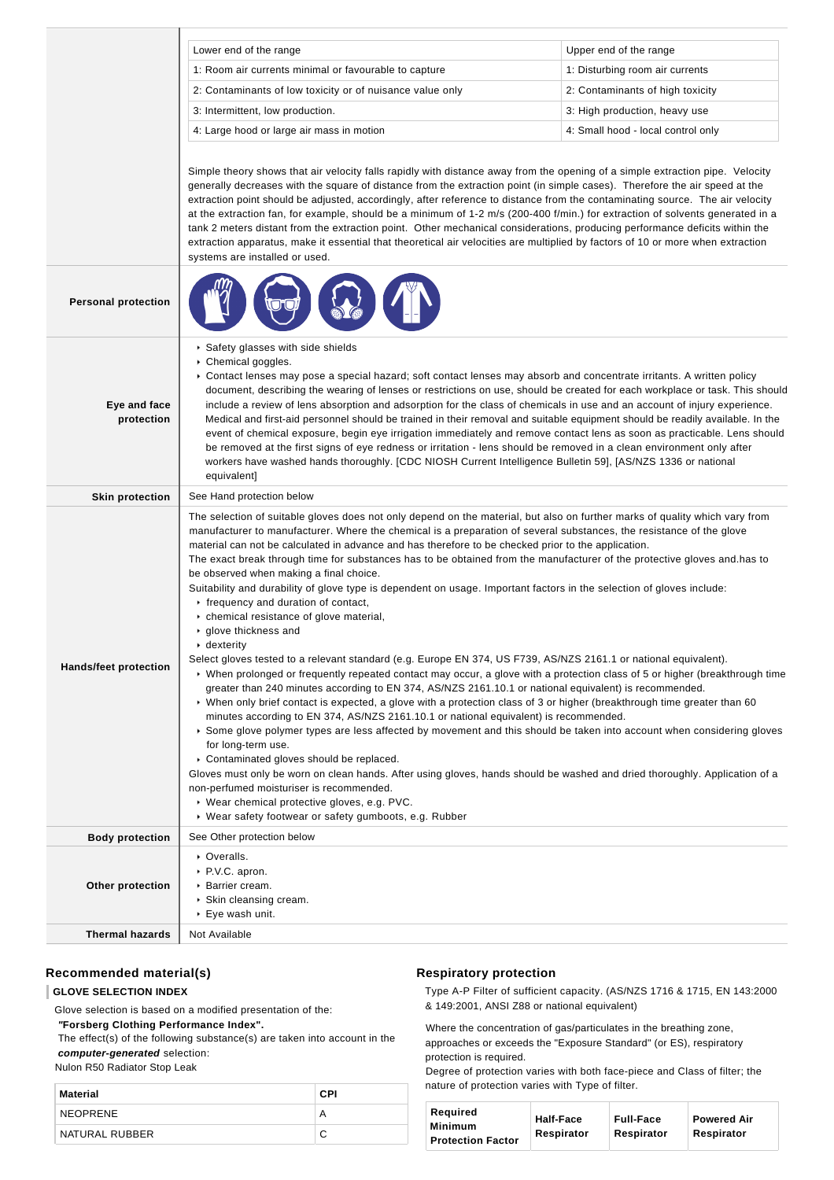| | |
|---|---|
| | <table><tr><td>Lower end of the range</td><td>Upper end of the range</td></tr><tr><td>1: Room air currents minimal or favourable to capture</td><td>1: Disturbing room air currents</td></tr><tr><td>2: Contaminants of low toxicity or of nuisance value only</td><td>2: Contaminants of high toxicity</td></tr><tr><td>3: Intermittent, low production.</td><td>3: High production, heavy use</td></tr><tr><td>4: Large hood or large air mass in motion</td><td>4: Small hood - local control only</td></tr></table> Simple theory shows that air velocity falls rapidly with distance away from the opening of a simple extraction pipe. Velocity generally decreases with the square of distance from the extraction point (in simple cases). Therefore the air speed at the extraction point should be adjusted, accordingly, after reference to distance from the contaminating source. The air velocity at the extraction fan, for example, should be a minimum of 1-2 m/s (200-400 f/min.) for extraction of solvents generated in a tank 2 meters distant from the extraction point. Other mechanical considerations, producing performance deficits within the extraction apparatus, make it essential that theoretical air velocities are multiplied by factors of 10 or more when extraction systems are installed or used. |
| **Personal protection** | |
| **Eye and face protection** | ▸ Safety glasses with side shields<br>▸ Chemical goggles.<br>▸ Contact lenses may pose a special hazard; soft contact lenses may absorb and concentrate irritants. A written policy document, describing the wearing of lenses or restrictions on use, should be created for each workplace or task. This should include a review of lens absorption and adsorption for the class of chemicals in use and an account of injury experience. Medical and first-aid personnel should be trained in their removal and suitable equipment should be readily available. In the event of chemical exposure, begin eye irrigation immediately and remove contact lens as soon as practicable. Lens should be removed at the first signs of eye redness or irritation - lens should be removed in a clean environment only after workers have washed hands thoroughly. [CDC NIOSH Current Intelligence Bulletin 59], [AS/NZS 1336 or national equivalent] |
| **Skin protection** | See Hand protection below |
| **Hands/feet protection** | The selection of suitable gloves does not only depend on the material, but also on further marks of quality which vary from manufacturer to manufacturer. Where the chemical is a preparation of several substances, the resistance of the glove material can not be calculated in advance and has therefore to be checked prior to the application.<br>The exact break through time for substances has to be obtained from the manufacturer of the protective gloves and.has to be observed when making a final choice.<br>Suitability and durability of glove type is dependent on usage. Important factors in the selection of gloves include:<br>▸ frequency and duration of contact,<br>▸ chemical resistance of glove material,<br>▸ glove thickness and<br>▸ dexterity<br>Select gloves tested to a relevant standard (e.g. Europe EN 374, US F739, AS/NZS 2161.1 or national equivalent).<br>▸ When prolonged or frequently repeated contact may occur, a glove with a protection class of 5 or higher (breakthrough time greater than 240 minutes according to EN 374, AS/NZS 2161.10.1 or national equivalent) is recommended.<br>▸ When only brief contact is expected, a glove with a protection class of 3 or higher (breakthrough time greater than 60 minutes according to EN 374, AS/NZS 2161.10.1 or national equivalent) is recommended.<br>▸ Some glove polymer types are less affected by movement and this should be taken into account when considering gloves for long-term use.<br>▸ Contaminated gloves should be replaced.<br>Gloves must only be worn on clean hands. After using gloves, hands should be washed and dried thoroughly. Application of a non-perfumed moisturiser is recommended.<br>▸ Wear chemical protective gloves, e.g. PVC.<br>▸ Wear safety footwear or safety gumboots, e.g. Rubber |
| **Body protection** | See Other protection below |
| **Other protection** | ▸ Overalls.<br>▸ P.V.C. apron.<br>▸ Barrier cream.<br>▸ Skin cleansing cream.<br>▸ Eye wash unit. |
| **Thermal hazards** | Not Available |

## Recommended material(s)

**GLOVE SELECTION INDEX**

Glove selection is based on a modified presentation of the:
***"Forsberg Clothing Performance Index".***
The effect(s) of the following substance(s) are taken into account in the ***computer-generated*** selection:
Nulon R50 Radiator Stop Leak

| Material | CPI |
|---|---|
| NEOPRENE | A |
| NATURAL RUBBER | C |

## Respiratory protection

Type A-P Filter of sufficient capacity. (AS/NZS 1716 & 1715, EN 143:2000 & 149:2001, ANSI Z88 or national equivalent)

Where the concentration of gas/particulates in the breathing zone, approaches or exceeds the "Exposure Standard" (or ES), respiratory protection is required.
Degree of protection varies with both face-piece and Class of filter; the nature of protection varies with Type of filter.

| Required Minimum Protection Factor | Half-Face Respirator | Full-Face Respirator | Powered Air Respirator |
|---|---|---|---|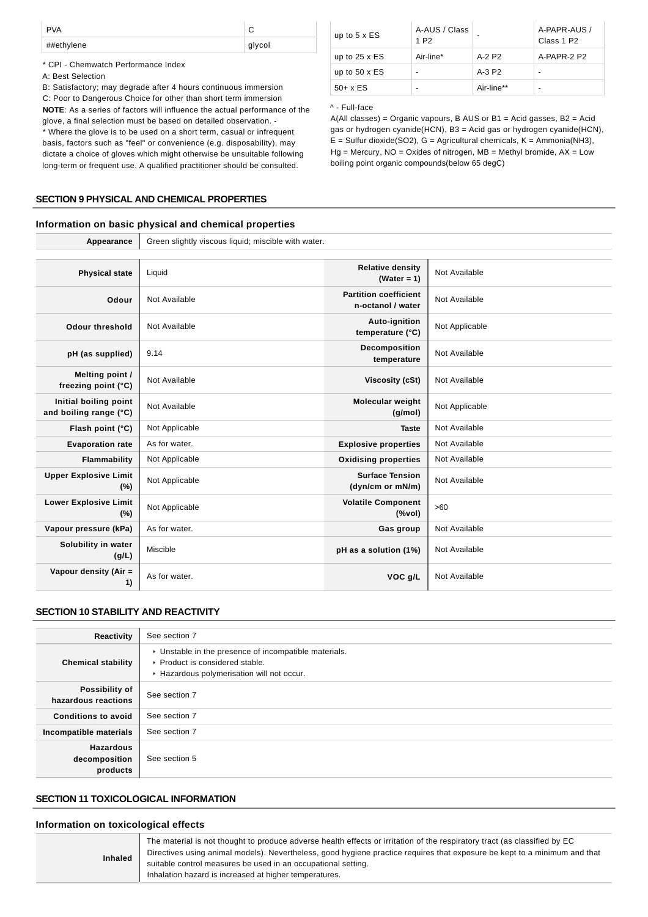| PVA | C |
| --- | --- |
| ##ethylene | glycol |

* CPI - Chemwatch Performance Index

A: Best Selection

B: Satisfactory; may degrade after 4 hours continuous immersion

C: Poor to Dangerous Choice for other than short term immersion

**NOTE**: As a series of factors will influence the actual performance of the glove, a final selection must be based on detailed observation. -

* Where the glove is to be used on a short term, casual or infrequent basis, factors such as "feel" or convenience (e.g. disposability), may dictate a choice of gloves which might otherwise be unsuitable following long-term or frequent use. A qualified practitioner should be consulted.

| up to 5 x ES | A-AUS / Class 1 P2 | - | A-PAPR-AUS / Class 1 P2 |
| --- | --- | --- | --- |
| up to 25 x ES | Air-line* | A-2 P2 | A-PAPR-2 P2 |
| up to 50 x ES | - | A-3 P2 | - |
| 50+ x ES | - | Air-line** | - |

^ - Full-face

A(All classes) = Organic vapours, B AUS or B1 = Acid gasses, B2 = Acid gas or hydrogen cyanide(HCN), B3 = Acid gas or hydrogen cyanide(HCN), E = Sulfur dioxide($SO_2$), G = Agricultural chemicals, K = Ammonia($NH_3$), Hg = Mercury, NO = Oxides of nitrogen, MB = Methyl bromide, AX = Low boiling point organic compounds(below 65 degC)

## SECTION 9 PHYSICAL AND CHEMICAL PROPERTIES

### Information on basic physical and chemical properties

| **Appearance** | Green slightly viscous liquid; miscible with water. |
| --- | --- |

| | | | |
| --- | --- | --- | --- |
| **Physical state** | Liquid | **Relative density (Water = 1)** | Not Available |
| **Odour** | Not Available | **Partition coefficient n-octanol / water** | Not Available |
| **Odour threshold** | Not Available | **Auto-ignition temperature (°C)** | Not Applicable |
| **pH (as supplied)** | 9.14 | **Decomposition temperature** | Not Available |
| **Melting point / freezing point (°C)** | Not Available | **Viscosity (cSt)** | Not Available |
| **Initial boiling point and boiling range (°C)** | Not Available | **Molecular weight (g/mol)** | Not Applicable |
| **Flash point (°C)** | Not Applicable | **Taste** | Not Available |
| **Evaporation rate** | As for water. | **Explosive properties** | Not Available |
| **Flammability** | Not Applicable | **Oxidising properties** | Not Available |
| **Upper Explosive Limit (%)** | Not Applicable | **Surface Tension (dyn/cm or mN/m)** | Not Available |
| **Lower Explosive Limit (%)** | Not Applicable | **Volatile Component (%vol)** | >60 |
| **Vapour pressure (kPa)** | As for water. | **Gas group** | Not Available |
| **Solubility in water (g/L)** | Miscible | **pH as a solution (1%)** | Not Available |
| **Vapour density (Air = 1)** | As for water. | **VOC g/L** | Not Available |

## SECTION 10 STABILITY AND REACTIVITY

| | |
| --- | --- |
| **Reactivity** | See section 7 |
| **Chemical stability** | ‣ Unstable in the presence of incompatible materials.<br>‣ Product is considered stable.<br>‣ Hazardous polymerisation will not occur. |
| **Possibility of hazardous reactions** | See section 7 |
| **Conditions to avoid** | See section 7 |
| **Incompatible materials** | See section 7 |
| **Hazardous decomposition products** | See section 5 |

## SECTION 11 TOXICOLOGICAL INFORMATION

### Information on toxicological effects

| | |
| --- | --- |
| **Inhaled** | The material is not thought to produce adverse health effects or irritation of the respiratory tract (as classified by EC Directives using animal models). Nevertheless, good hygiene practice requires that exposure be kept to a minimum and that suitable control measures be used in an occupational setting.<br>Inhalation hazard is increased at higher temperatures. |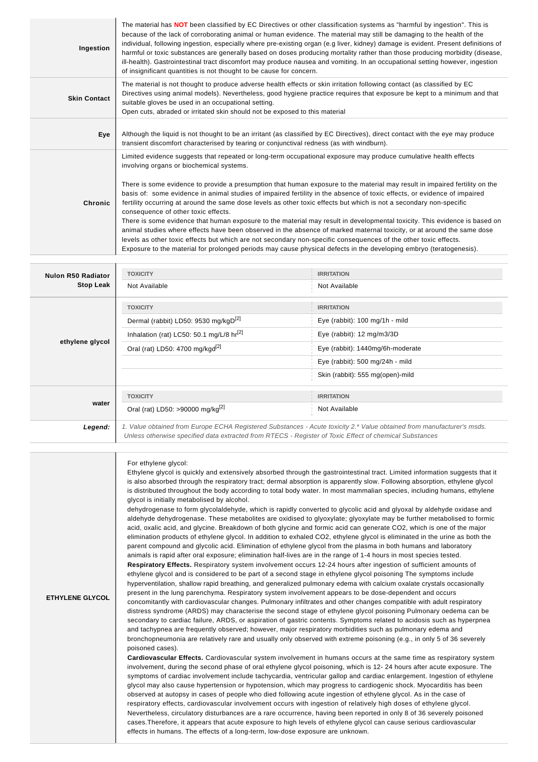| | |
|---|---|
| **Ingestion** | The material has **NOT** been classified by EC Directives or other classification systems as "harmful by ingestion". This is because of the lack of corroborating animal or human evidence. The material may still be damaging to the health of the individual, following ingestion, especially where pre-existing organ (e.g liver, kidney) damage is evident. Present definitions of harmful or toxic substances are generally based on doses producing mortality rather than those producing morbidity (disease, ill-health). Gastrointestinal tract discomfort may produce nausea and vomiting. In an occupational setting however, ingestion of insignificant quantities is not thought to be cause for concern. |
| **Skin Contact** | The material is not thought to produce adverse health effects or skin irritation following contact (as classified by EC Directives using animal models). Nevertheless, good hygiene practice requires that exposure be kept to a minimum and that suitable gloves be used in an occupational setting.<br>Open cuts, abraded or irritated skin should not be exposed to this material |
| **Eye** | Although the liquid is not thought to be an irritant (as classified by EC Directives), direct contact with the eye may produce transient discomfort characterised by tearing or conjunctival redness (as with windburn). |
| **Chronic** | Limited evidence suggests that repeated or long-term occupational exposure may produce cumulative health effects involving organs or biochemical systems.<br><br>There is some evidence to provide a presumption that human exposure to the material may result in impaired fertility on the basis of: some evidence in animal studies of impaired fertility in the absence of toxic effects, or evidence of impaired fertility occurring at around the same dose levels as other toxic effects but which is not a secondary non-specific consequence of other toxic effects.<br>There is some evidence that human exposure to the material may result in developmental toxicity. This evidence is based on animal studies where effects have been observed in the absence of marked maternal toxicity, or at around the same dose levels as other toxic effects but which are not secondary non-specific consequences of the other toxic effects.<br>Exposure to the material for prolonged periods may cause physical defects in the developing embryo (teratogenesis). |

| | TOXICITY | IRRITATION |
|---|---|---|
| **Nulon R50 Radiator Stop Leak** | Not Available | Not Available |
| **ethylene glycol** | Dermal (rabbit) LD50: 9530 mg/kgD[2] | Eye (rabbit): 100 mg/1h - mild |
| | Inhalation (rat) LC50: 50.1 mg/L/8 hr[2] | Eye (rabbit): 12 mg/m3/3D |
| | Oral (rat) LD50: 4700 mg/kgd[2] | Eye (rabbit): 1440mg/6h-moderate |
| | | Eye (rabbit): 500 mg/24h - mild |
| | | Skin (rabbit): 555 mg(open)-mild |
| **water** | Oral (rat) LD50: >90000 mg/kg[2] | Not Available |
| ***Legend:*** | *1. Value obtained from Europe ECHA Registered Substances - Acute toxicity 2.* Value obtained from manufacturer's msds. Unless otherwise specified data extracted from RTECS - Register of Toxic Effect of chemical Substances* | |

| | |
|---|---|
| **ETHYLENE GLYCOL** | For ethylene glycol:<br>Ethylene glycol is quickly and extensively absorbed through the gastrointestinal tract. Limited information suggests that it is also absorbed through the respiratory tract; dermal absorption is apparently slow. Following absorption, ethylene glycol is distributed throughout the body according to total body water. In most mammalian species, including humans, ethylene glycol is initially metabolised by alcohol.<br>dehydrogenase to form glycolaldehyde, which is rapidly converted to glycolic acid and glyoxal by aldehyde oxidase and aldehyde dehydrogenase. These metabolites are oxidised to glyoxylate; glyoxylate may be further metabolised to formic acid, oxalic acid, and glycine. Breakdown of both glycine and formic acid can generate CO2, which is one of the major elimination products of ethylene glycol. In addition to exhaled CO2, ethylene glycol is eliminated in the urine as both the parent compound and glycolic acid. Elimination of ethylene glycol from the plasma in both humans and laboratory animals is rapid after oral exposure; elimination half-lives are in the range of 1-4 hours in most species tested.<br>**Respiratory Effects.** Respiratory system involvement occurs 12-24 hours after ingestion of sufficient amounts of ethylene glycol and is considered to be part of a second stage in ethylene glycol poisoning The symptoms include hyperventilation, shallow rapid breathing, and generalized pulmonary edema with calcium oxalate crystals occasionally present in the lung parenchyma. Respiratory system involvement appears to be dose-dependent and occurs concomitantly with cardiovascular changes. Pulmonary infiltrates and other changes compatible with adult respiratory distress syndrome (ARDS) may characterise the second stage of ethylene glycol poisoning Pulmonary oedema can be secondary to cardiac failure, ARDS, or aspiration of gastric contents. Symptoms related to acidosis such as hyperpnea and tachypnea are frequently observed; however, major respiratory morbidities such as pulmonary edema and bronchopneumonia are relatively rare and usually only observed with extreme poisoning (e.g., in only 5 of 36 severely poisoned cases).<br>**Cardiovascular Effects.** Cardiovascular system involvement in humans occurs at the same time as respiratory system involvement, during the second phase of oral ethylene glycol poisoning, which is 12- 24 hours after acute exposure. The symptoms of cardiac involvement include tachycardia, ventricular gallop and cardiac enlargement. Ingestion of ethylene glycol may also cause hypertension or hypotension, which may progress to cardiogenic shock. Myocarditis has been observed at autopsy in cases of people who died following acute ingestion of ethylene glycol. As in the case of respiratory effects, cardiovascular involvement occurs with ingestion of relatively high doses of ethylene glycol. Nevertheless, circulatory disturbances are a rare occurrence, having been reported in only 8 of 36 severely poisoned cases.Therefore, it appears that acute exposure to high levels of ethylene glycol can cause serious cardiovascular effects in humans. The effects of a long-term, low-dose exposure are unknown. |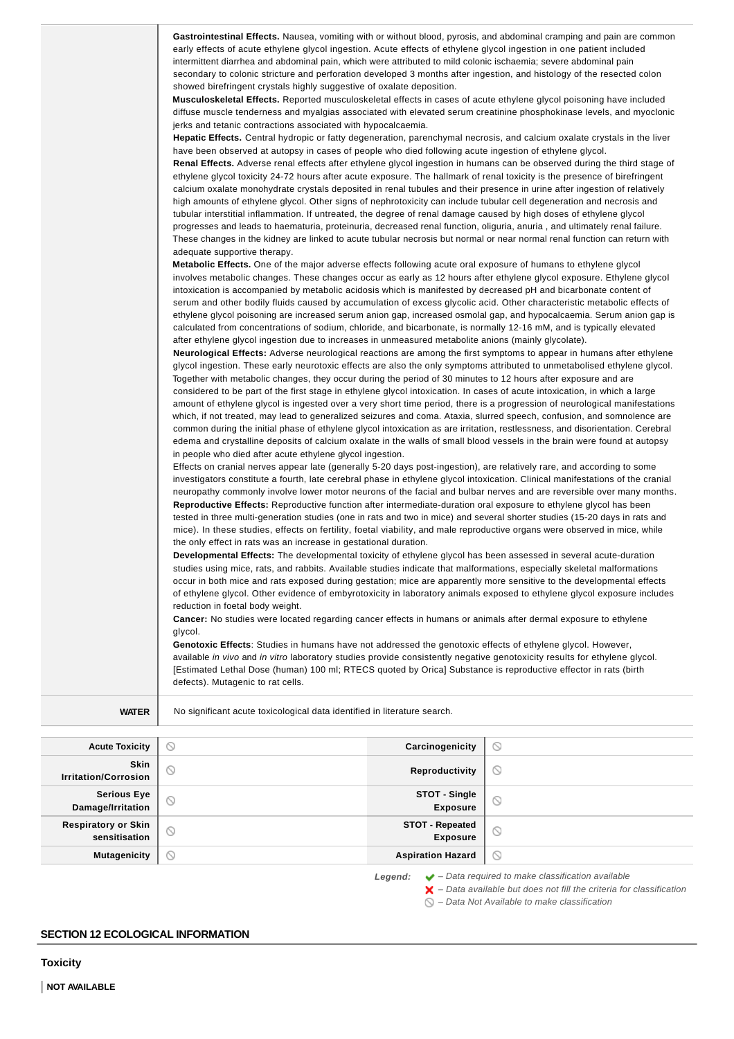| | |
|---|---|
| | **Gastrointestinal Effects.** Nausea, vomiting with or without blood, pyrosis, and abdominal cramping and pain are common early effects of acute ethylene glycol ingestion. Acute effects of ethylene glycol ingestion in one patient included intermittent diarrhea and abdominal pain, which were attributed to mild colonic ischaemia; severe abdominal pain secondary to colonic stricture and perforation developed 3 months after ingestion, and histology of the resected colon showed birefringent crystals highly suggestive of oxalate deposition.<br>**Musculoskeletal Effects.** Reported musculoskeletal effects in cases of acute ethylene glycol poisoning have included diffuse muscle tenderness and myalgias associated with elevated serum creatinine phosphokinase levels, and myoclonic jerks and tetanic contractions associated with hypocalcaemia.<br>**Hepatic Effects.** Central hydropic or fatty degeneration, parenchymal necrosis, and calcium oxalate crystals in the liver have been observed at autopsy in cases of people who died following acute ingestion of ethylene glycol.<br>**Renal Effects.** Adverse renal effects after ethylene glycol ingestion in humans can be observed during the third stage of ethylene glycol toxicity 24-72 hours after acute exposure. The hallmark of renal toxicity is the presence of birefringent calcium oxalate monohydrate crystals deposited in renal tubules and their presence in urine after ingestion of relatively high amounts of ethylene glycol. Other signs of nephrotoxicity can include tubular cell degeneration and necrosis and tubular interstitial inflammation. If untreated, the degree of renal damage caused by high doses of ethylene glycol progresses and leads to haematuria, proteinuria, decreased renal function, oliguria, anuria , and ultimately renal failure. These changes in the kidney are linked to acute tubular necrosis but normal or near normal renal function can return with adequate supportive therapy.<br>**Metabolic Effects.** One of the major adverse effects following acute oral exposure of humans to ethylene glycol involves metabolic changes. These changes occur as early as 12 hours after ethylene glycol exposure. Ethylene glycol intoxication is accompanied by metabolic acidosis which is manifested by decreased pH and bicarbonate content of serum and other bodily fluids caused by accumulation of excess glycolic acid. Other characteristic metabolic effects of ethylene glycol poisoning are increased serum anion gap, increased osmolal gap, and hypocalcaemia. Serum anion gap is calculated from concentrations of sodium, chloride, and bicarbonate, is normally 12-16 mM, and is typically elevated after ethylene glycol ingestion due to increases in unmeasured metabolite anions (mainly glycolate).<br>**Neurological Effects:** Adverse neurological reactions are among the first symptoms to appear in humans after ethylene glycol ingestion. These early neurotoxic effects are also the only symptoms attributed to unmetabolised ethylene glycol. Together with metabolic changes, they occur during the period of 30 minutes to 12 hours after exposure and are considered to be part of the first stage in ethylene glycol intoxication. In cases of acute intoxication, in which a large amount of ethylene glycol is ingested over a very short time period, there is a progression of neurological manifestations which, if not treated, may lead to generalized seizures and coma. Ataxia, slurred speech, confusion, and somnolence are common during the initial phase of ethylene glycol intoxication as are irritation, restlessness, and disorientation. Cerebral edema and crystalline deposits of calcium oxalate in the walls of small blood vessels in the brain were found at autopsy in people who died after acute ethylene glycol ingestion.<br>Effects on cranial nerves appear late (generally 5-20 days post-ingestion), are relatively rare, and according to some investigators constitute a fourth, late cerebral phase in ethylene glycol intoxication. Clinical manifestations of the cranial neuropathy commonly involve lower motor neurons of the facial and bulbar nerves and are reversible over many months.<br>**Reproductive Effects:** Reproductive function after intermediate-duration oral exposure to ethylene glycol has been tested in three multi-generation studies (one in rats and two in mice) and several shorter studies (15-20 days in rats and mice). In these studies, effects on fertility, foetal viability, and male reproductive organs were observed in mice, while the only effect in rats was an increase in gestational duration.<br>**Developmental Effects:** The developmental toxicity of ethylene glycol has been assessed in several acute-duration studies using mice, rats, and rabbits. Available studies indicate that malformations, especially skeletal malformations occur in both mice and rats exposed during gestation; mice are apparently more sensitive to the developmental effects of ethylene glycol. Other evidence of embyrotoxicity in laboratory animals exposed to ethylene glycol exposure includes reduction in foetal body weight.<br>**Cancer:** No studies were located regarding cancer effects in humans or animals after dermal exposure to ethylene glycol.<br>**Genotoxic Effects**: Studies in humans have not addressed the genotoxic effects of ethylene glycol. However, available *in vivo* and *in vitro* laboratory studies provide consistently negative genotoxicity results for ethylene glycol. [Estimated Lethal Dose (human) 100 ml; RTECS quoted by Orica] Substance is reproductive effector in rats (birth defects). Mutagenic to rat cells. |
| **WATER** | No significant acute toxicological data identified in literature search. |

| | | | |
|---|---|---|---|
| **Acute Toxicity** | ⃠ | **Carcinogenicity** | ⃠ |
| **Skin Irritation/Corrosion** | ⃠ | **Reproductivity** | ⃠ |
| **Serious Eye Damage/Irritation** | ⃠ | **STOT - Single Exposure** | ⃠ |
| **Respiratory or Skin sensitisation** | ⃠ | **STOT - Repeated Exposure** | ⃠ |
| **Mutagenicity** | ⃠ | **Aspiration Hazard** | ⃠ |

*Legend:*
✔ – *Data required to make classification available*
✘ – *Data available but does not fill the criteria for classification*
⃠ – *Data Not Available to make classification*

## SECTION 12 ECOLOGICAL INFORMATION

### Toxicity

**NOT AVAILABLE**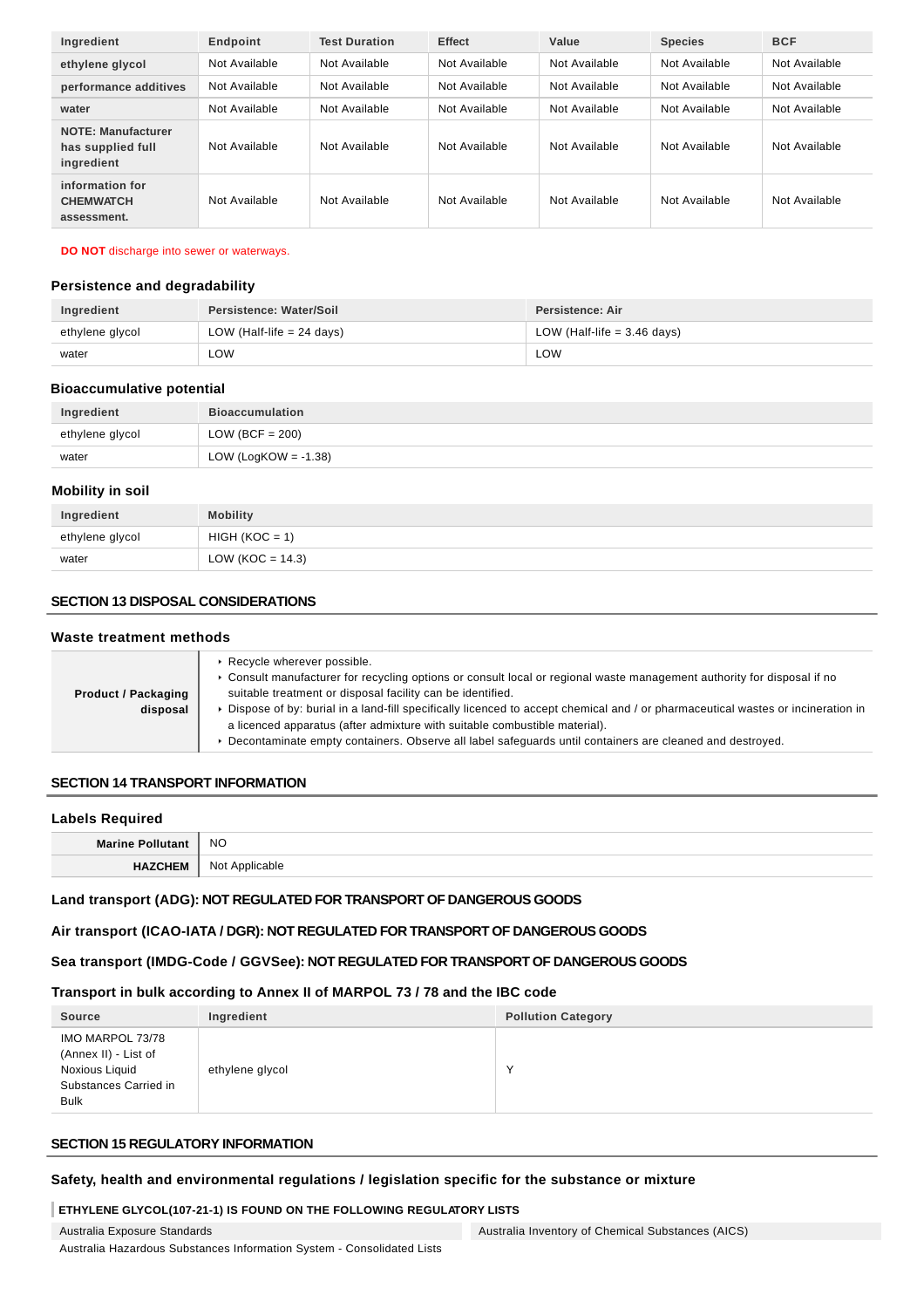| Ingredient | Endpoint | Test Duration | Effect | Value | Species | BCF |
|---|---|---|---|---|---|---|
| ethylene glycol | Not Available | Not Available | Not Available | Not Available | Not Available | Not Available |
| performance additives | Not Available | Not Available | Not Available | Not Available | Not Available | Not Available |
| water | Not Available | Not Available | Not Available | Not Available | Not Available | Not Available |
| NOTE: Manufacturer has supplied full ingredient | Not Available | Not Available | Not Available | Not Available | Not Available | Not Available |
| information for CHEMWATCH assessment. | Not Available | Not Available | Not Available | Not Available | Not Available | Not Available |

**DO NOT** discharge into sewer or waterways.

### Persistence and degradability

| Ingredient | Persistence: Water/Soil | Persistence: Air |
|---|---|---|
| ethylene glycol | LOW (Half-life = 24 days) | LOW (Half-life = 3.46 days) |
| water | LOW | LOW |

### Bioaccumulative potential

| Ingredient | Bioaccumulation |
|---|---|
| ethylene glycol | LOW (BCF = 200) |
| water | LOW (LogKOW = -1.38) |

### Mobility in soil

| Ingredient | Mobility |
|---|---|
| ethylene glycol | HIGH (KOC = 1) |
| water | LOW (KOC = 14.3) |

## SECTION 13 DISPOSAL CONSIDERATIONS

### Waste treatment methods

| | |
|---|---|
| **Product / Packaging disposal** | ▸ Recycle wherever possible.<br>▸ Consult manufacturer for recycling options or consult local or regional waste management authority for disposal if no suitable treatment or disposal facility can be identified.<br>▸ Dispose of by: burial in a land-fill specifically licenced to accept chemical and / or pharmaceutical wastes or incineration in a licenced apparatus (after admixture with suitable combustible material).<br>▸ Decontaminate empty containers. Observe all label safeguards until containers are cleaned and destroyed. |

## SECTION 14 TRANSPORT INFORMATION

### Labels Required

| | |
|---|---|
| **Marine Pollutant** | NO |
| **HAZCHEM** | Not Applicable |

### Land transport (ADG): NOT REGULATED FOR TRANSPORT OF DANGEROUS GOODS

### Air transport (ICAO-IATA / DGR): NOT REGULATED FOR TRANSPORT OF DANGEROUS GOODS

### Sea transport (IMDG-Code / GGVSee): NOT REGULATED FOR TRANSPORT OF DANGEROUS GOODS

### Transport in bulk according to Annex II of MARPOL 73 / 78 and the IBC code

| Source | Ingredient | Pollution Category |
|---|---|---|
| IMO MARPOL 73/78 (Annex II) - List of Noxious Liquid Substances Carried in Bulk | ethylene glycol | Y |

## SECTION 15 REGULATORY INFORMATION

### Safety, health and environmental regulations / legislation specific for the substance or mixture

**ETHYLENE GLYCOL(107-21-1) IS FOUND ON THE FOLLOWING REGULATORY LISTS**

| | |
|---|---|
| Australia Exposure Standards | Australia Inventory of Chemical Substances (AICS) |
| Australia Hazardous Substances Information System - Consolidated Lists | |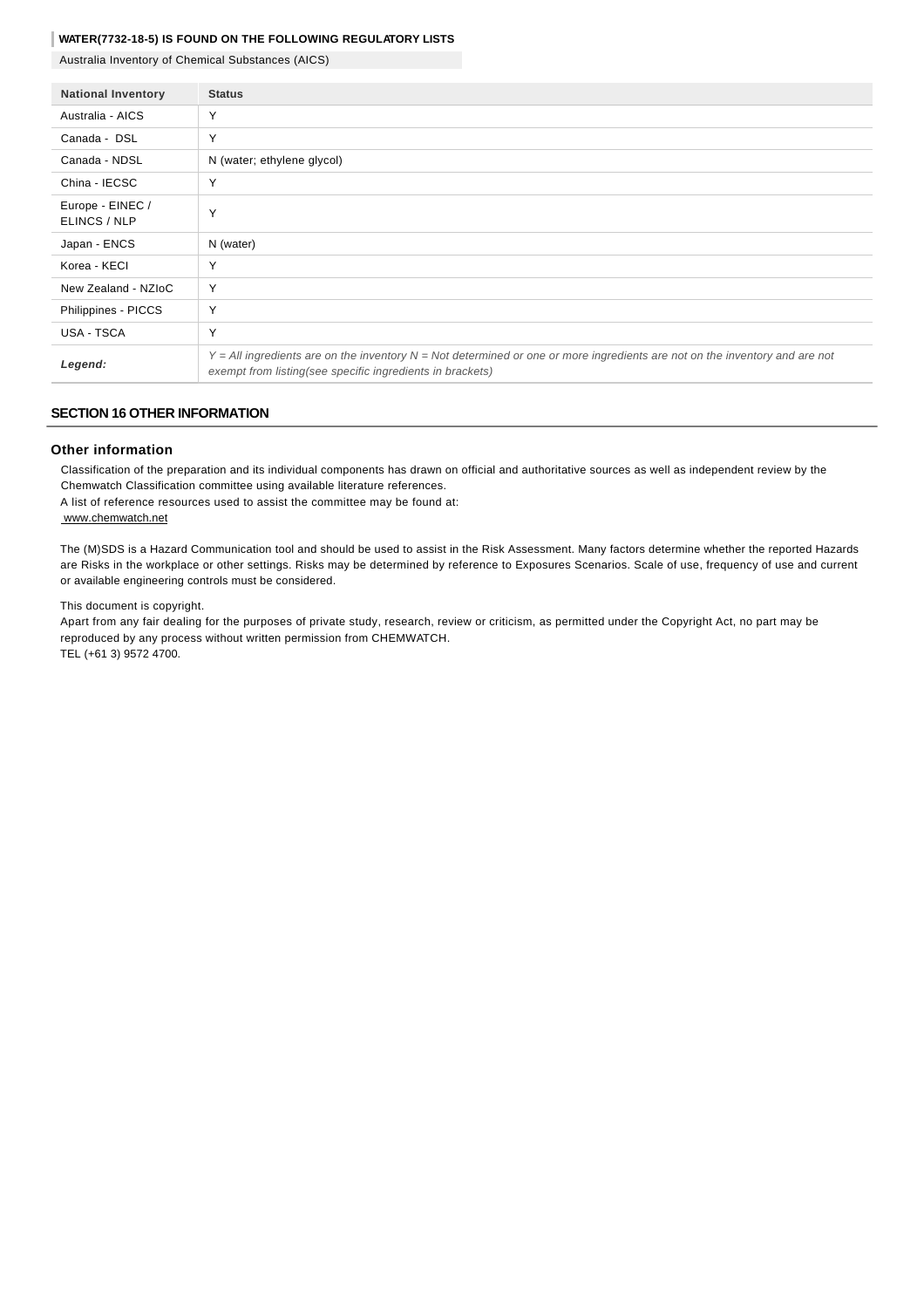**WATER(7732-18-5) IS FOUND ON THE FOLLOWING REGULATORY LISTS**

Australia Inventory of Chemical Substances (AICS)

| National Inventory | Status |
|---|---|
| Australia - AICS | Y |
| Canada - DSL | Y |
| Canada - NDSL | N (water; ethylene glycol) |
| China - IECSC | Y |
| Europe - EINEC / ELINCS / NLP | Y |
| Japan - ENCS | N (water) |
| Korea - KECI | Y |
| New Zealand - NZIoC | Y |
| Philippines - PICCS | Y |
| USA - TSCA | Y |
| ***Legend:*** | *Y = All ingredients are on the inventory N = Not determined or one or more ingredients are not on the inventory and are not exempt from listing(see specific ingredients in brackets)* |

## SECTION 16 OTHER INFORMATION

### Other information

Classification of the preparation and its individual components has drawn on official and authoritative sources as well as independent review by the Chemwatch Classification committee using available literature references.
A list of reference resources used to assist the committee may be found at:
www.chemwatch.net

The (M)SDS is a Hazard Communication tool and should be used to assist in the Risk Assessment. Many factors determine whether the reported Hazards are Risks in the workplace or other settings. Risks may be determined by reference to Exposures Scenarios. Scale of use, frequency of use and current or available engineering controls must be considered.

This document is copyright.
Apart from any fair dealing for the purposes of private study, research, review or criticism, as permitted under the Copyright Act, no part may be reproduced by any process without written permission from CHEMWATCH.
TEL (+61 3) 9572 4700.